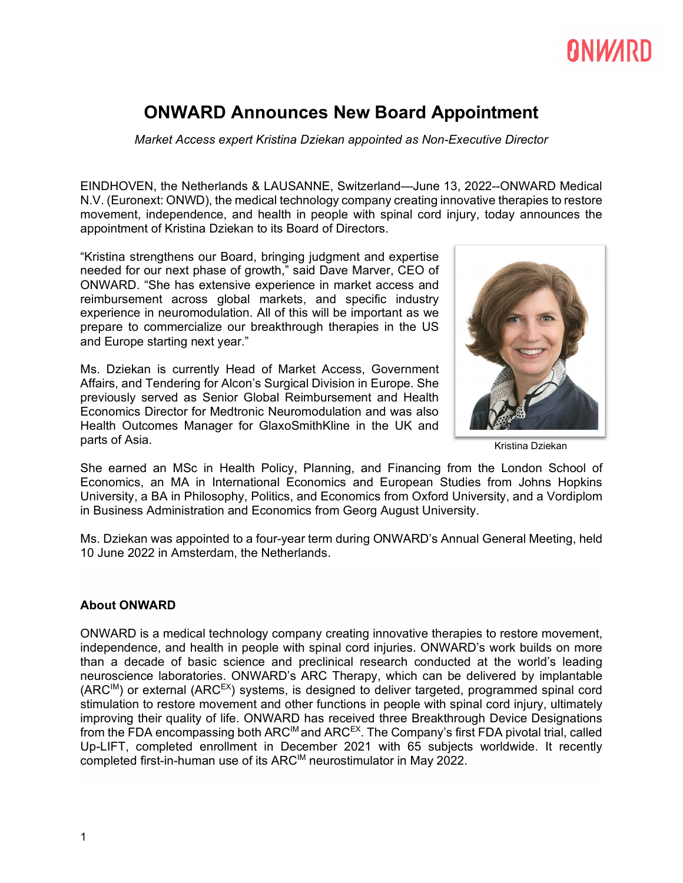# ONWARD Announces New Board Appointment

*Market Access expert Kristina Dziekan appointed as Non-Executive Director*

EINDHOVEN, the Netherlands & LAUSANNE, Switzerland—June 13, 2022--ONWARD Medical N.V. (Euronext: ONWD), the medical technology company creating innovative therapies to restore movement, independence, and health in people with spinal cord injury, today announces the appointment of Kristina Dziekan to its Board of Directors.

"Kristina strengthens our Board, bringing judgment and expertise needed for our next phase of growth," said Dave Marver, CEO of ONWARD. "She has extensive experience in market access and reimbursement across global markets, and specific industry experience in neuromodulation. All of this will be important as we prepare to commercialize our breakthrough therapies in the US and Europe starting next year."

Ms. Dziekan is currently Head of Market Access, Government Affairs, and Tendering for Alcon's Surgical Division in Europe. She previously served as Senior Global Reimbursement and Health Economics Director for Medtronic Neuromodulation and was also Health Outcomes Manager for GlaxoSmithKline in the UK and parts of Asia.

Kristina Dziekan

She earned an MSc in Health Policy, Planning, and Financing from the London School of Economics, an MA in International Economics and European Studies from Johns Hopkins University, a BA in Philosophy, Politics, and Economics from Oxford University, and a Vordiplom in Business Administration and Economics from Georg August University.

Ms. Dziekan was appointed to a four-year term during ONWARD's Annual General Meeting, held 10 June 2022 in Amsterdam, the Netherlands.

**About ONWARD**

ONWARD is a medical technology company creating innovative therapies to restore movement, independence, and health in people with spinal cord injuries. ONWARD's work builds on more than a decade of basic science and preclinical research conducted at the world's leading neuroscience laboratories. ONWARD's ARC Therapy, which can be delivered by implantable ($ARC^{IM}$) or external ($ARC^{EX}$) systems, is designed to deliver targeted, programmed spinal cord stimulation to restore movement and other functions in people with spinal cord injury, ultimately improving their quality of life. ONWARD has received three Breakthrough Device Designations from the FDA encompassing both $ARC^{IM}$ and $ARC^{EX}$. The Company's first FDA pivotal trial, called Up-LIFT, completed enrollment in December 2021 with 65 subjects worldwide. It recently completed first-in-human use of its $ARC^{IM}$ neurostimulator in May 2022.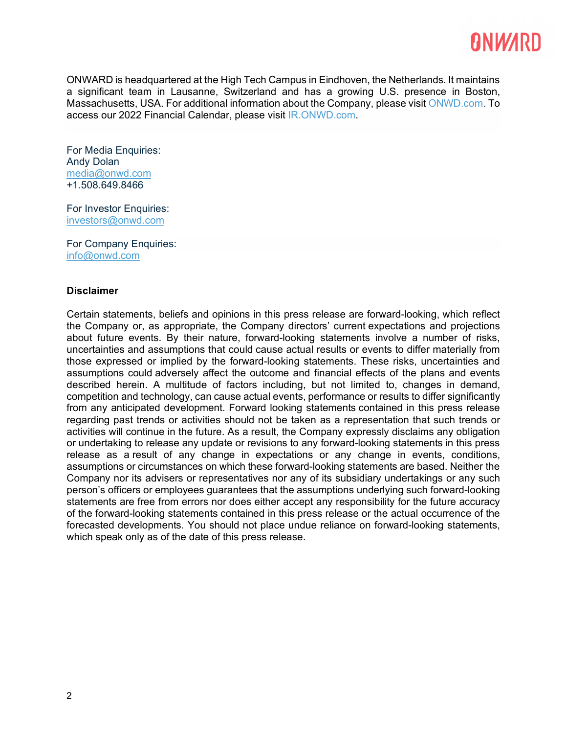ONWARD is headquartered at the High Tech Campus in Eindhoven, the Netherlands. It maintains a significant team in Lausanne, Switzerland and has a growing U.S. presence in Boston, Massachusetts, USA. For additional information about the Company, please visit ONWD.com. To access our 2022 Financial Calendar, please visit IR.ONWD.com.

For Media Enquiries:
Andy Dolan
media@onwd.com
+1.508.649.8466

For Investor Enquiries:
investors@onwd.com

For Company Enquiries:
info@onwd.com

**Disclaimer**

Certain statements, beliefs and opinions in this press release are forward-looking, which reflect the Company or, as appropriate, the Company directors' current expectations and projections about future events. By their nature, forward-looking statements involve a number of risks, uncertainties and assumptions that could cause actual results or events to differ materially from those expressed or implied by the forward-looking statements. These risks, uncertainties and assumptions could adversely affect the outcome and financial effects of the plans and events described herein. A multitude of factors including, but not limited to, changes in demand, competition and technology, can cause actual events, performance or results to differ significantly from any anticipated development. Forward looking statements contained in this press release regarding past trends or activities should not be taken as a representation that such trends or activities will continue in the future. As a result, the Company expressly disclaims any obligation or undertaking to release any update or revisions to any forward-looking statements in this press release as a result of any change in expectations or any change in events, conditions, assumptions or circumstances on which these forward-looking statements are based. Neither the Company nor its advisers or representatives nor any of its subsidiary undertakings or any such person's officers or employees guarantees that the assumptions underlying such forward-looking statements are free from errors nor does either accept any responsibility for the future accuracy of the forward-looking statements contained in this press release or the actual occurrence of the forecasted developments. You should not place undue reliance on forward-looking statements, which speak only as of the date of this press release.